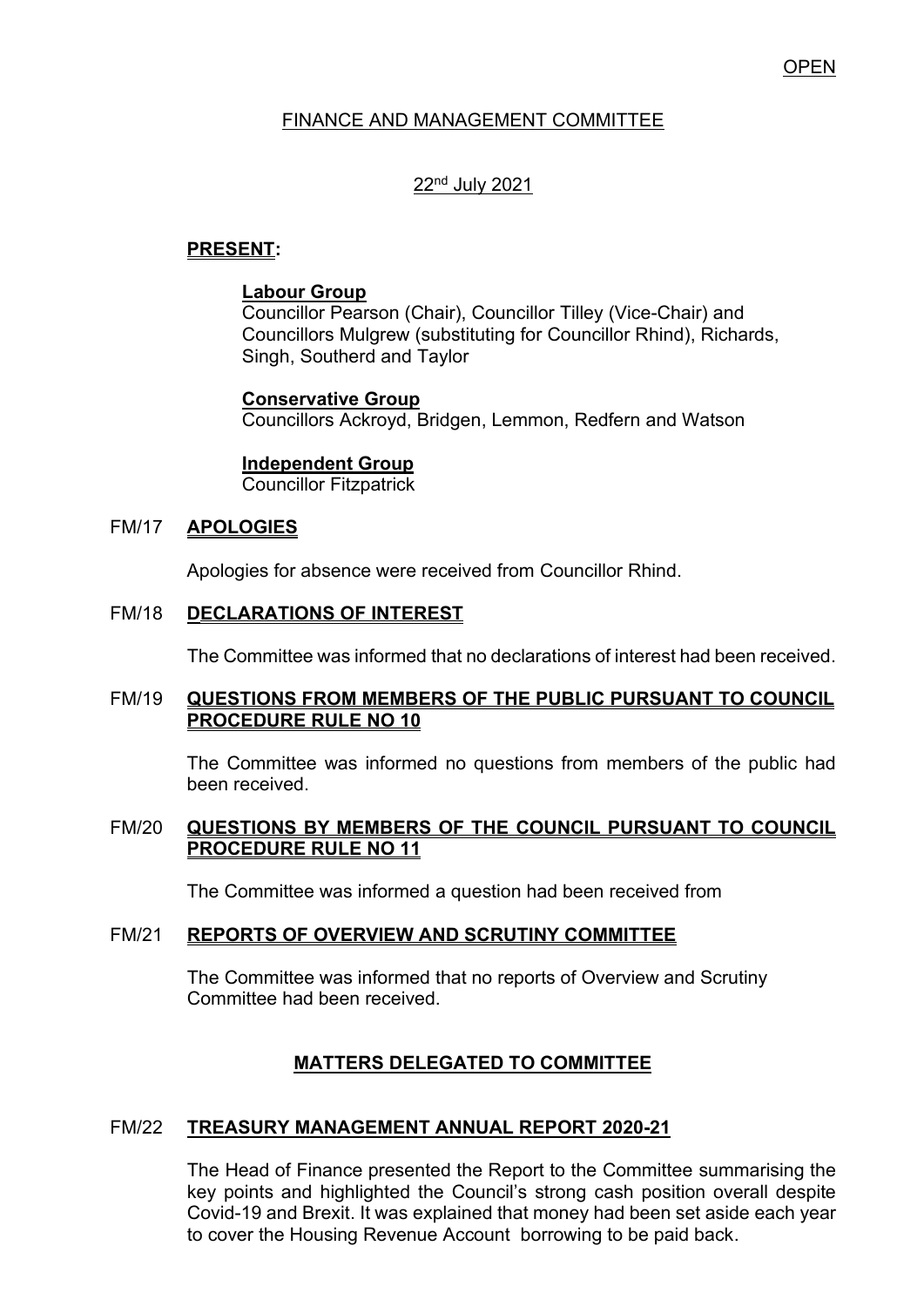OPEN

# FINANCE AND MANAGEMENT COMMITTEE

22nd July 2021

**PRESENT:**

**Labour Group**
Councillor Pearson (Chair), Councillor Tilley (Vice-Chair) and Councillors Mulgrew (substituting for Councillor Rhind), Richards, Singh, Southerd and Taylor

**Conservative Group**
Councillors Ackroyd, Bridgen, Lemmon, Redfern and Watson

**Independent Group**
Councillor Fitzpatrick

## FM/17 APOLOGIES

Apologies for absence were received from Councillor Rhind.

## FM/18 DECLARATIONS OF INTEREST

The Committee was informed that no declarations of interest had been received.

## FM/19 QUESTIONS FROM MEMBERS OF THE PUBLIC PURSUANT TO COUNCIL PROCEDURE RULE NO 10

The Committee was informed no questions from members of the public had been received.

## FM/20 QUESTIONS BY MEMBERS OF THE COUNCIL PURSUANT TO COUNCIL PROCEDURE RULE NO 11

The Committee was informed a question had been received from

## FM/21 REPORTS OF OVERVIEW AND SCRUTINY COMMITTEE

The Committee was informed that no reports of Overview and Scrutiny Committee had been received.

## MATTERS DELEGATED TO COMMITTEE

## FM/22 TREASURY MANAGEMENT ANNUAL REPORT 2020-21

The Head of Finance presented the Report to the Committee summarising the key points and highlighted the Council's strong cash position overall despite Covid-19 and Brexit. It was explained that money had been set aside each year to cover the Housing Revenue Account borrowing to be paid back.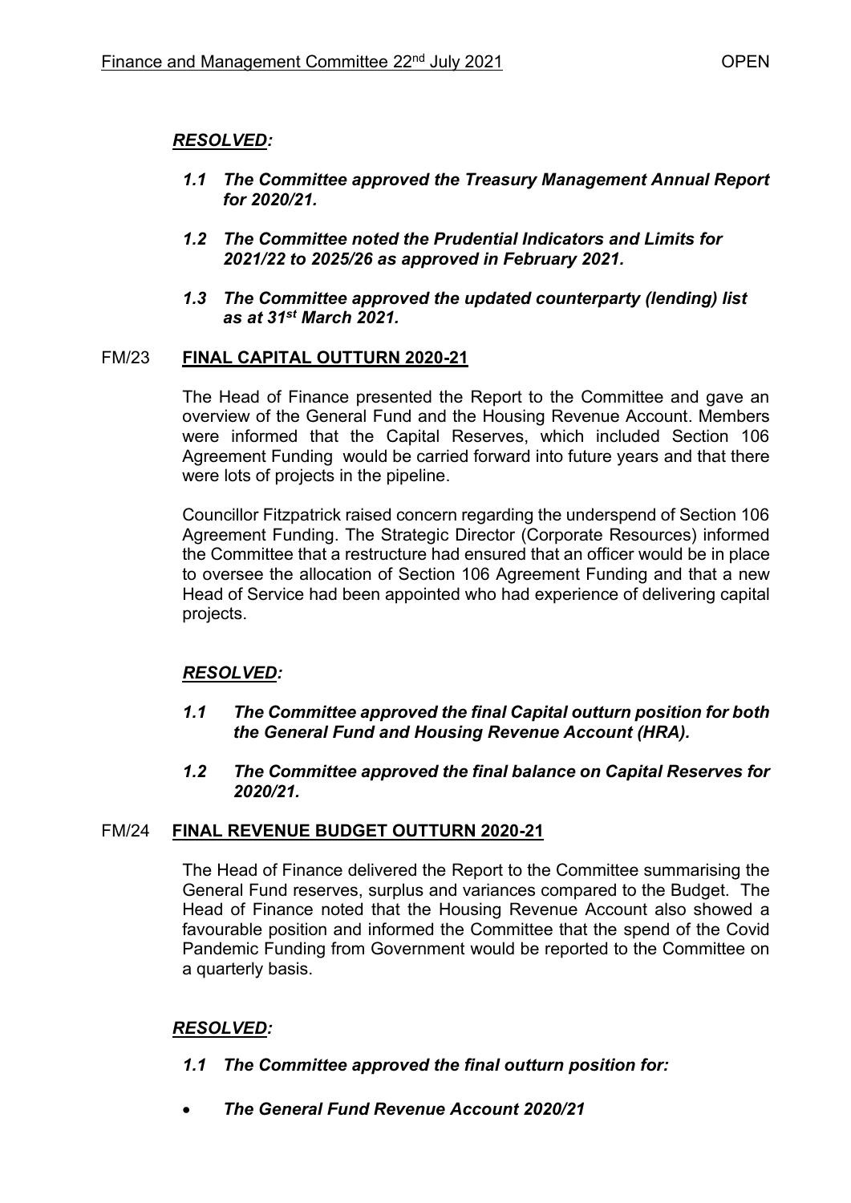***RESOLVED:***

***1.1 The Committee approved the Treasury Management Annual Report for 2020/21.***

***1.2 The Committee noted the Prudential Indicators and Limits for 2021/22 to 2025/26 as approved in February 2021.***

***1.3 The Committee approved the updated counterparty (lending) list as at 31st March 2021.***

## FM/23 FINAL CAPITAL OUTTURN 2020-21

The Head of Finance presented the Report to the Committee and gave an overview of the General Fund and the Housing Revenue Account. Members were informed that the Capital Reserves, which included Section 106 Agreement Funding would be carried forward into future years and that there were lots of projects in the pipeline.

Councillor Fitzpatrick raised concern regarding the underspend of Section 106 Agreement Funding. The Strategic Director (Corporate Resources) informed the Committee that a restructure had ensured that an officer would be in place to oversee the allocation of Section 106 Agreement Funding and that a new Head of Service had been appointed who had experience of delivering capital projects.

***RESOLVED:***

***1.1 The Committee approved the final Capital outturn position for both the General Fund and Housing Revenue Account (HRA).***

***1.2 The Committee approved the final balance on Capital Reserves for 2020/21.***

## FM/24 FINAL REVENUE BUDGET OUTTURN 2020-21

The Head of Finance delivered the Report to the Committee summarising the General Fund reserves, surplus and variances compared to the Budget. The Head of Finance noted that the Housing Revenue Account also showed a favourable position and informed the Committee that the spend of the Covid Pandemic Funding from Government would be reported to the Committee on a quarterly basis.

***RESOLVED:***

***1.1 The Committee approved the final outturn position for:***

- ***The General Fund Revenue Account 2020/21***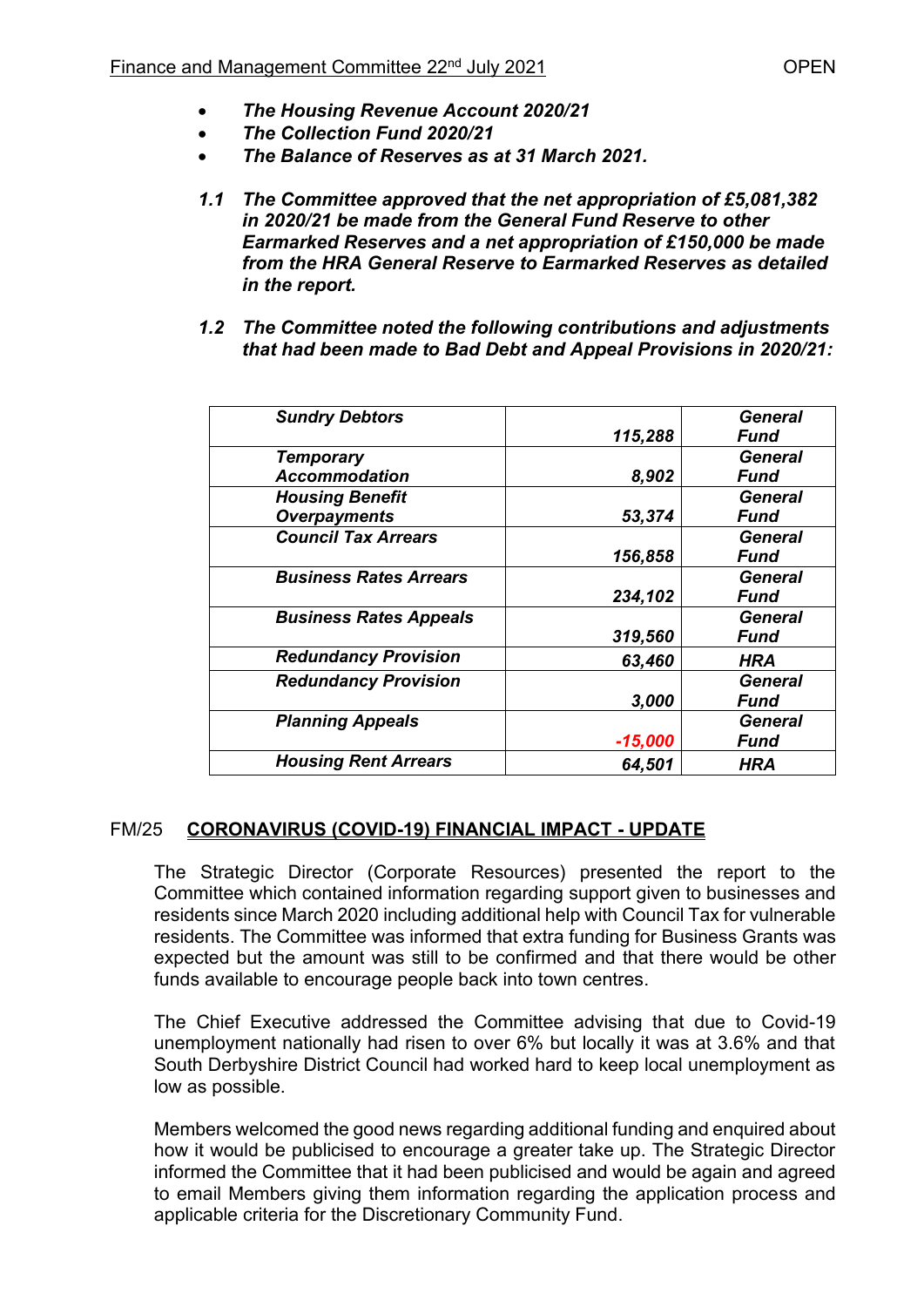- ***The Housing Revenue Account 2020/21***
- ***The Collection Fund 2020/21***
- ***The Balance of Reserves as at 31 March 2021.***

***1.1 The Committee approved that the net appropriation of £5,081,382 in 2020/21 be made from the General Fund Reserve to other Earmarked Reserves and a net appropriation of £150,000 be made from the HRA General Reserve to Earmarked Reserves as detailed in the report.***

***1.2 The Committee noted the following contributions and adjustments that had been made to Bad Debt and Appeal Provisions in 2020/21:***

| | | |
|---|---|---|
| ***Sundry Debtors*** | ***115,288*** | ***General Fund*** |
| ***Temporary Accommodation*** | ***8,902*** | ***General Fund*** |
| ***Housing Benefit Overpayments*** | ***53,374*** | ***General Fund*** |
| ***Council Tax Arrears*** | ***156,858*** | ***General Fund*** |
| ***Business Rates Arrears*** | ***234,102*** | ***General Fund*** |
| ***Business Rates Appeals*** | ***319,560*** | ***General Fund*** |
| ***Redundancy Provision*** | ***63,460*** | ***HRA*** |
| ***Redundancy Provision*** | ***3,000*** | ***General Fund*** |
| ***Planning Appeals*** | ***-15,000*** | ***General Fund*** |
| ***Housing Rent Arrears*** | ***64,501*** | ***HRA*** |

## FM/25 CORONAVIRUS (COVID-19) FINANCIAL IMPACT - UPDATE

The Strategic Director (Corporate Resources) presented the report to the Committee which contained information regarding support given to businesses and residents since March 2020 including additional help with Council Tax for vulnerable residents. The Committee was informed that extra funding for Business Grants was expected but the amount was still to be confirmed and that there would be other funds available to encourage people back into town centres.

The Chief Executive addressed the Committee advising that due to Covid-19 unemployment nationally had risen to over 6% but locally it was at 3.6% and that South Derbyshire District Council had worked hard to keep local unemployment as low as possible.

Members welcomed the good news regarding additional funding and enquired about how it would be publicised to encourage a greater take up. The Strategic Director informed the Committee that it had been publicised and would be again and agreed to email Members giving them information regarding the application process and applicable criteria for the Discretionary Community Fund.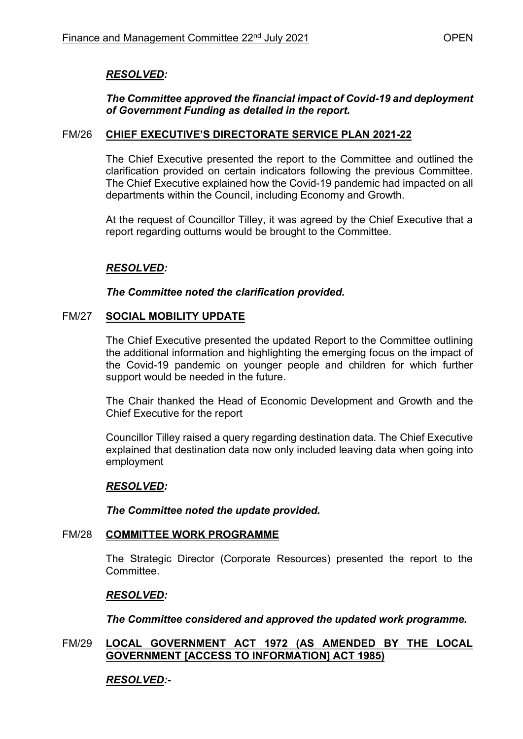***RESOLVED:***

***The Committee approved the financial impact of Covid-19 and deployment of Government Funding as detailed in the report.***

## FM/26 CHIEF EXECUTIVE'S DIRECTORATE SERVICE PLAN 2021-22

The Chief Executive presented the report to the Committee and outlined the clarification provided on certain indicators following the previous Committee. The Chief Executive explained how the Covid-19 pandemic had impacted on all departments within the Council, including Economy and Growth.

At the request of Councillor Tilley, it was agreed by the Chief Executive that a report regarding outturns would be brought to the Committee.

***RESOLVED:***

***The Committee noted the clarification provided.***

## FM/27 SOCIAL MOBILITY UPDATE

The Chief Executive presented the updated Report to the Committee outlining the additional information and highlighting the emerging focus on the impact of the Covid-19 pandemic on younger people and children for which further support would be needed in the future.

The Chair thanked the Head of Economic Development and Growth and the Chief Executive for the report

Councillor Tilley raised a query regarding destination data. The Chief Executive explained that destination data now only included leaving data when going into employment

***RESOLVED:***

***The Committee noted the update provided.***

## FM/28 COMMITTEE WORK PROGRAMME

The Strategic Director (Corporate Resources) presented the report to the Committee.

***RESOLVED:***

***The Committee considered and approved the updated work programme.***

## FM/29 LOCAL GOVERNMENT ACT 1972 (AS AMENDED BY THE LOCAL GOVERNMENT [ACCESS TO INFORMATION] ACT 1985)

***RESOLVED:-***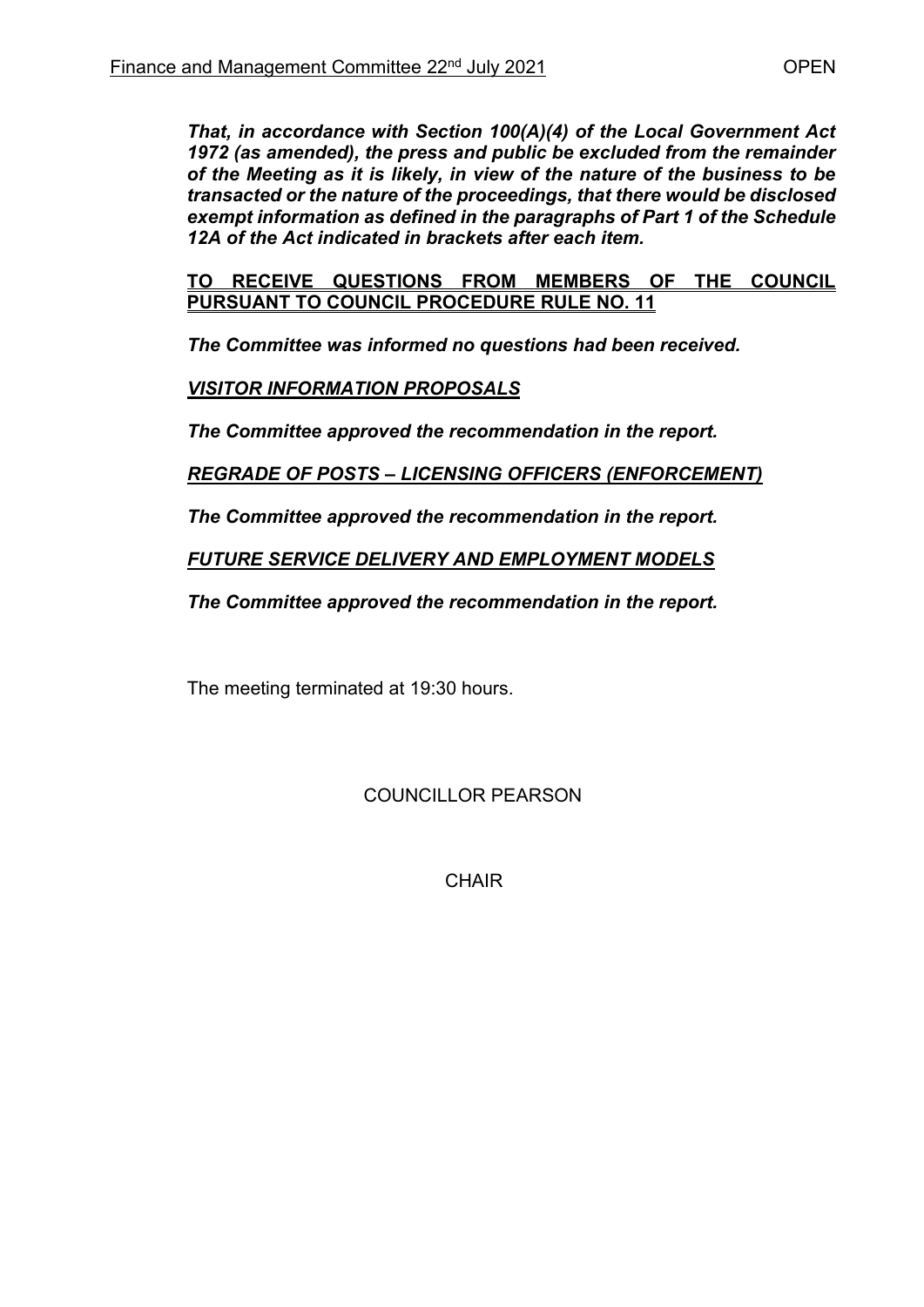***That, in accordance with Section 100(A)(4) of the Local Government Act 1972 (as amended), the press and public be excluded from the remainder of the Meeting as it is likely, in view of the nature of the business to be transacted or the nature of the proceedings, that there would be disclosed exempt information as defined in the paragraphs of Part 1 of the Schedule 12A of the Act indicated in brackets after each item.***

**TO RECEIVE QUESTIONS FROM MEMBERS OF THE COUNCIL PURSUANT TO COUNCIL PROCEDURE RULE NO. 11**

***The Committee was informed no questions had been received.***

***VISITOR INFORMATION PROPOSALS***

***The Committee approved the recommendation in the report.***

***REGRADE OF POSTS – LICENSING OFFICERS (ENFORCEMENT)***

***The Committee approved the recommendation in the report.***

***FUTURE SERVICE DELIVERY AND EMPLOYMENT MODELS***

***The Committee approved the recommendation in the report.***

The meeting terminated at 19:30 hours.

COUNCILLOR PEARSON

CHAIR